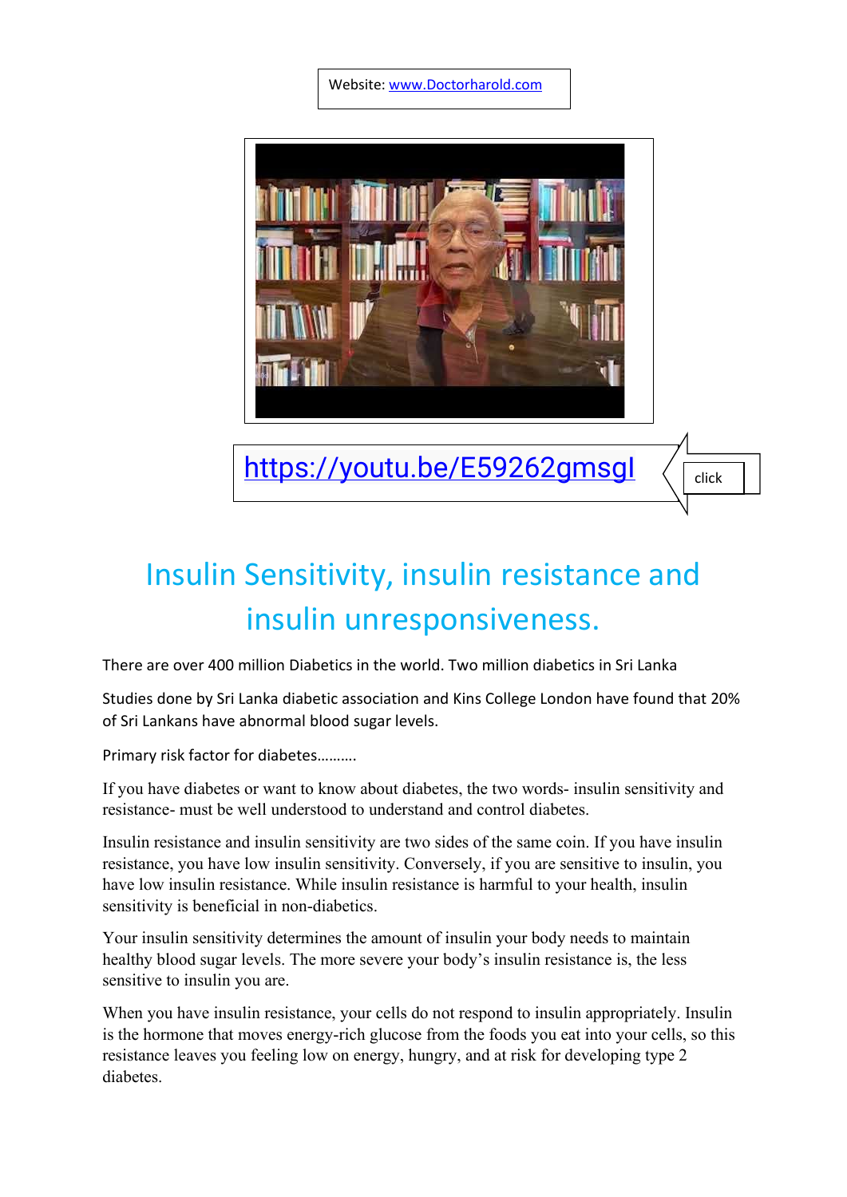Website: www.Doctorharold.com

https://youtu.be/E59262gmsgI

click

# Insulin Sensitivity, insulin resistance and insulin unresponsiveness.

There are over 400 million Diabetics in the world. Two million diabetics in Sri Lanka

Studies done by Sri Lanka diabetic association and Kins College London have found that 20% of Sri Lankans have abnormal blood sugar levels.

Primary risk factor for diabetes……….

If you have diabetes or want to know about diabetes, the two words- insulin sensitivity and resistance- must be well understood to understand and control diabetes.

Insulin resistance and insulin sensitivity are two sides of the same coin. If you have insulin resistance, you have low insulin sensitivity. Conversely, if you are sensitive to insulin, you have low insulin resistance. While insulin resistance is harmful to your health, insulin sensitivity is beneficial in non-diabetics.

Your insulin sensitivity determines the amount of insulin your body needs to maintain healthy blood sugar levels. The more severe your body's insulin resistance is, the less sensitive to insulin you are.

When you have insulin resistance, your cells do not respond to insulin appropriately. Insulin is the hormone that moves energy-rich glucose from the foods you eat into your cells, so this resistance leaves you feeling low on energy, hungry, and at risk for developing type 2 diabetes.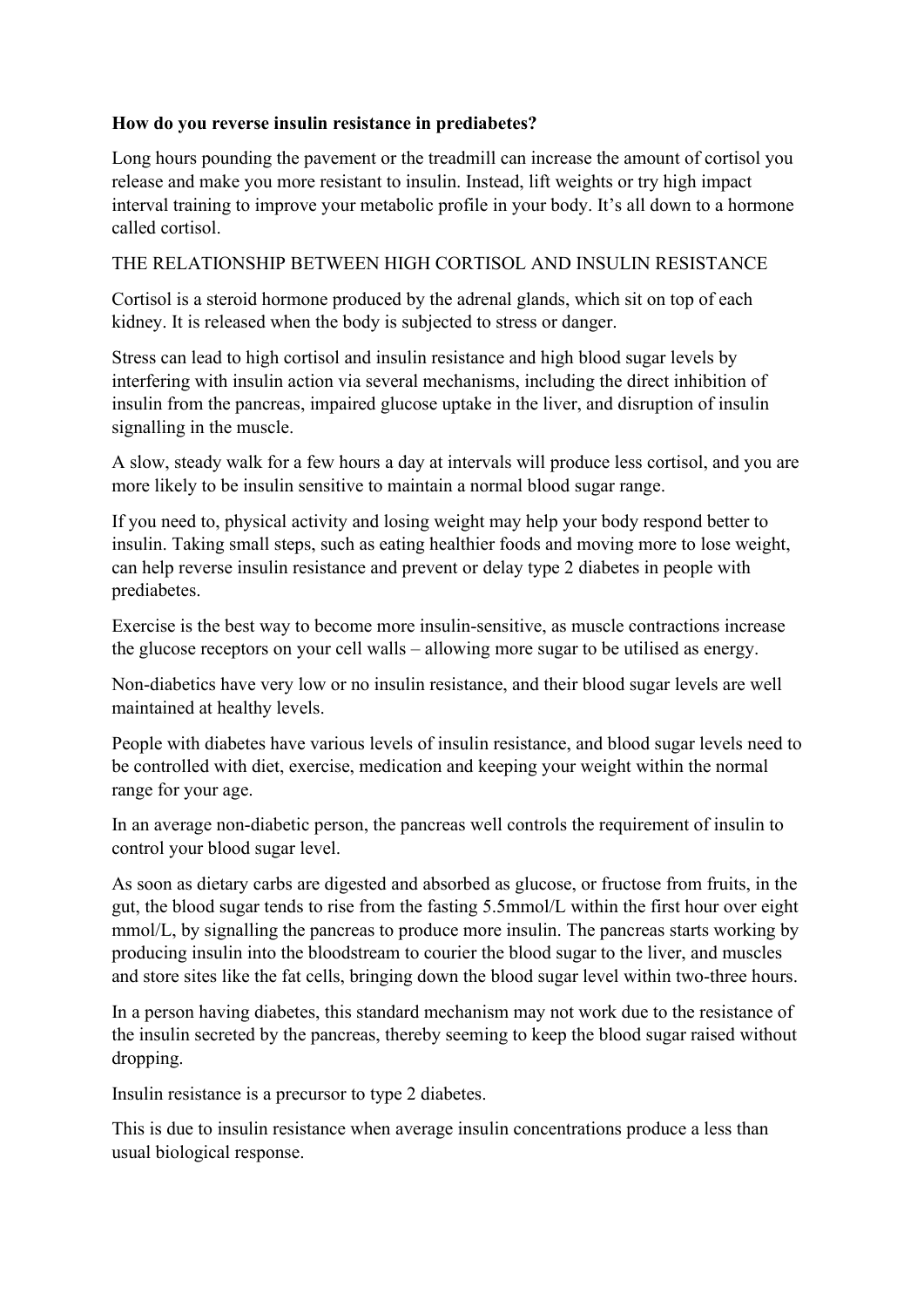**How do you reverse insulin resistance in prediabetes?**

Long hours pounding the pavement or the treadmill can increase the amount of cortisol you release and make you more resistant to insulin. Instead, lift weights or try high impact interval training to improve your metabolic profile in your body. It's all down to a hormone called cortisol.

THE RELATIONSHIP BETWEEN HIGH CORTISOL AND INSULIN RESISTANCE

Cortisol is a steroid hormone produced by the adrenal glands, which sit on top of each kidney. It is released when the body is subjected to stress or danger.

Stress can lead to high cortisol and insulin resistance and high blood sugar levels by interfering with insulin action via several mechanisms, including the direct inhibition of insulin from the pancreas, impaired glucose uptake in the liver, and disruption of insulin signalling in the muscle.

A slow, steady walk for a few hours a day at intervals will produce less cortisol, and you are more likely to be insulin sensitive to maintain a normal blood sugar range.

If you need to, physical activity and losing weight may help your body respond better to insulin. Taking small steps, such as eating healthier foods and moving more to lose weight, can help reverse insulin resistance and prevent or delay type 2 diabetes in people with prediabetes.

Exercise is the best way to become more insulin-sensitive, as muscle contractions increase the glucose receptors on your cell walls – allowing more sugar to be utilised as energy.

Non-diabetics have very low or no insulin resistance, and their blood sugar levels are well maintained at healthy levels.

People with diabetes have various levels of insulin resistance, and blood sugar levels need to be controlled with diet, exercise, medication and keeping your weight within the normal range for your age.

In an average non-diabetic person, the pancreas well controls the requirement of insulin to control your blood sugar level.

As soon as dietary carbs are digested and absorbed as glucose, or fructose from fruits, in the gut, the blood sugar tends to rise from the fasting 5.5mmol/L within the first hour over eight mmol/L, by signalling the pancreas to produce more insulin. The pancreas starts working by producing insulin into the bloodstream to courier the blood sugar to the liver, and muscles and store sites like the fat cells, bringing down the blood sugar level within two-three hours.

In a person having diabetes, this standard mechanism may not work due to the resistance of the insulin secreted by the pancreas, thereby seeming to keep the blood sugar raised without dropping.

Insulin resistance is a precursor to type 2 diabetes.

This is due to insulin resistance when average insulin concentrations produce a less than usual biological response.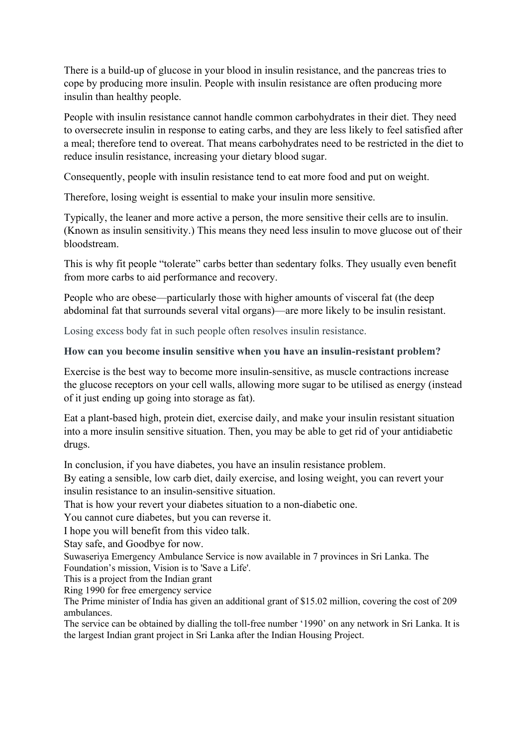There is a build-up of glucose in your blood in insulin resistance, and the pancreas tries to cope by producing more insulin. People with insulin resistance are often producing more insulin than healthy people.

People with insulin resistance cannot handle common carbohydrates in their diet. They need to oversecrete insulin in response to eating carbs, and they are less likely to feel satisfied after a meal; therefore tend to overeat. That means carbohydrates need to be restricted in the diet to reduce insulin resistance, increasing your dietary blood sugar.

Consequently, people with insulin resistance tend to eat more food and put on weight.

Therefore, losing weight is essential to make your insulin more sensitive.

Typically, the leaner and more active a person, the more sensitive their cells are to insulin. (Known as insulin sensitivity.) This means they need less insulin to move glucose out of their bloodstream.

This is why fit people "tolerate" carbs better than sedentary folks. They usually even benefit from more carbs to aid performance and recovery.

People who are obese—particularly those with higher amounts of visceral fat (the deep abdominal fat that surrounds several vital organs)—are more likely to be insulin resistant.

Losing excess body fat in such people often resolves insulin resistance.

**How can you become insulin sensitive when you have an insulin-resistant problem?**

Exercise is the best way to become more insulin-sensitive, as muscle contractions increase the glucose receptors on your cell walls, allowing more sugar to be utilised as energy (instead of it just ending up going into storage as fat).

Eat a plant-based high, protein diet, exercise daily, and make your insulin resistant situation into a more insulin sensitive situation. Then, you may be able to get rid of your antidiabetic drugs.

In conclusion, if you have diabetes, you have an insulin resistance problem.
By eating a sensible, low carb diet, daily exercise, and losing weight, you can revert your insulin resistance to an insulin-sensitive situation.
That is how your revert your diabetes situation to a non-diabetic one.
You cannot cure diabetes, but you can reverse it.
I hope you will benefit from this video talk.
Stay safe, and Goodbye for now.

Suwaseriya Emergency Ambulance Service is now available in 7 provinces in Sri Lanka. The Foundation's mission, Vision is to 'Save a Life'.
This is a project from the Indian grant
Ring 1990 for free emergency service
The Prime minister of India has given an additional grant of $15.02 million, covering the cost of 209 ambulances.
The service can be obtained by dialling the toll-free number '1990' on any network in Sri Lanka. It is the largest Indian grant project in Sri Lanka after the Indian Housing Project.